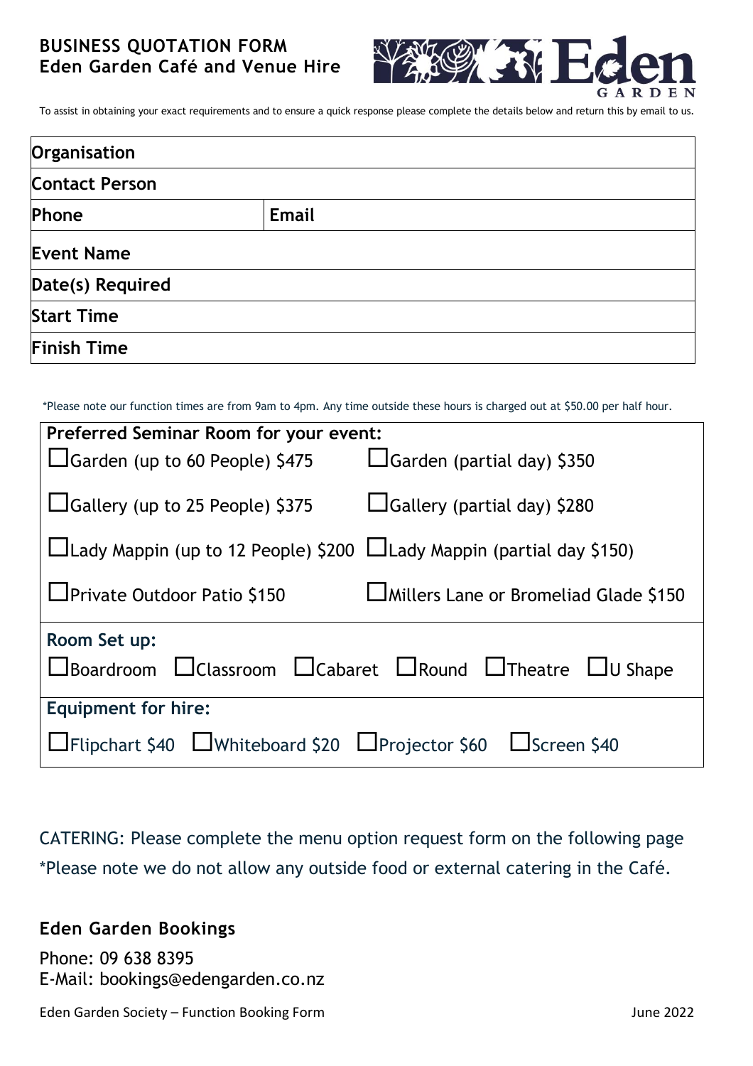# BUSINESS QUOTATION FORM
## Eden Garden Café and Venue Hire

Eden GARDEN

To assist in obtaining your exact requirements and to ensure a quick response please complete the details below and return this by email to us.

| **Organisation** | |
|---|---|
| **Contact Person** | |
| **Phone** | **Email** |
| **Event Name** | |
| **Date(s) Required** | |
| **Start Time** | |
| **Finish Time** | |

*Please note our function times are from 9am to 4pm. Any time outside these hours is charged out at $50.00 per half hour.

**Preferred Seminar Room for your event:**

| | |
|---|---|
| ☐Garden (up to 60 People) $475 | ☐Garden (partial day) $350 |
| ☐Gallery (up to 25 People) $375 | ☐Gallery (partial day) $280 |
| ☐Lady Mappin (up to 12 People) $200 | ☐Lady Mappin (partial day $150) |
| ☐Private Outdoor Patio $150 | ☐Millers Lane or Bromeliad Glade $150 |

**Room Set up:**

☐Boardroom ☐Classroom ☐Cabaret ☐Round ☐Theatre ☐U Shape

**Equipment for hire:**

☐Flipchart $40 ☐Whiteboard $20 ☐Projector $60 ☐Screen $40

CATERING: Please complete the menu option request form on the following page

*Please note we do not allow any outside food or external catering in the Café.

### Eden Garden Bookings

Phone: 09 638 8395
E-Mail: bookings@edengarden.co.nz

Eden Garden Society – Function Booking Form June 2022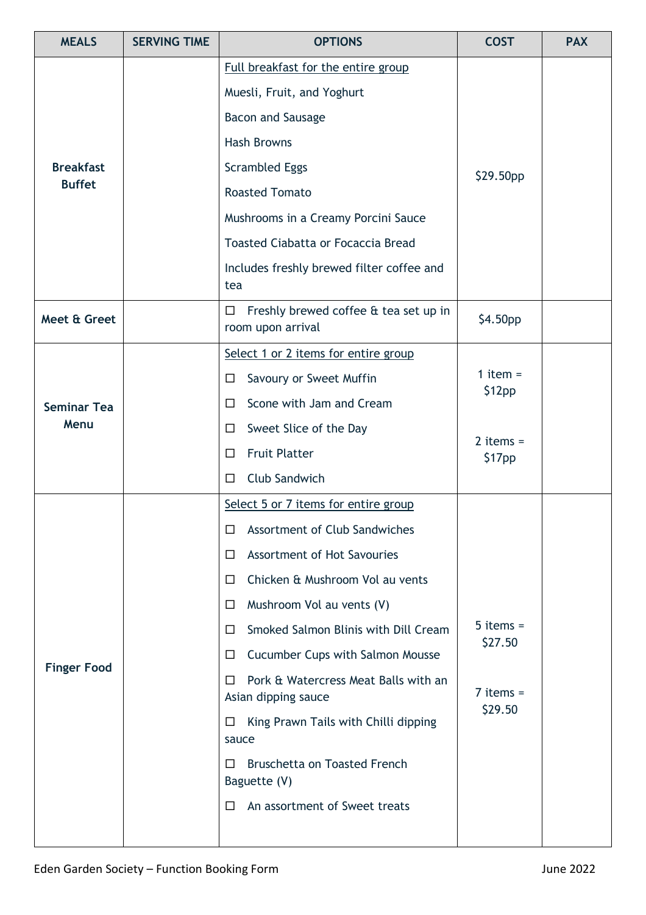| MEALS | SERVING TIME | OPTIONS | COST | PAX |
|---|---|---|---|---|
| **Breakfast Buffet** | | Full breakfast for the entire group<br>Muesli, Fruit, and Yoghurt<br>Bacon and Sausage<br>Hash Browns<br>Scrambled Eggs<br>Roasted Tomato<br>Mushrooms in a Creamy Porcini Sauce<br>Toasted Ciabatta or Focaccia Bread<br>Includes freshly brewed filter coffee and tea | $29.50pp | |
| **Meet & Greet** | | ☐ Freshly brewed coffee & tea set up in room upon arrival | $4.50pp | |
| **Seminar Tea Menu** | | Select 1 or 2 items for entire group<br>☐ Savoury or Sweet Muffin<br>☐ Scone with Jam and Cream<br>☐ Sweet Slice of the Day<br>☐ Fruit Platter<br>☐ Club Sandwich | 1 item = $12pp<br><br>2 items = $17pp | |
| **Finger Food** | | Select 5 or 7 items for entire group<br>☐ Assortment of Club Sandwiches<br>☐ Assortment of Hot Savouries<br>☐ Chicken & Mushroom Vol au vents<br>☐ Mushroom Vol au vents (V)<br>☐ Smoked Salmon Blinis with Dill Cream<br>☐ Cucumber Cups with Salmon Mousse<br>☐ Pork & Watercress Meat Balls with an Asian dipping sauce<br>☐ King Prawn Tails with Chilli dipping sauce<br>☐ Bruschetta on Toasted French Baguette (V)<br>☐ An assortment of Sweet treats | 5 items = $27.50<br><br>7 items = $29.50 | |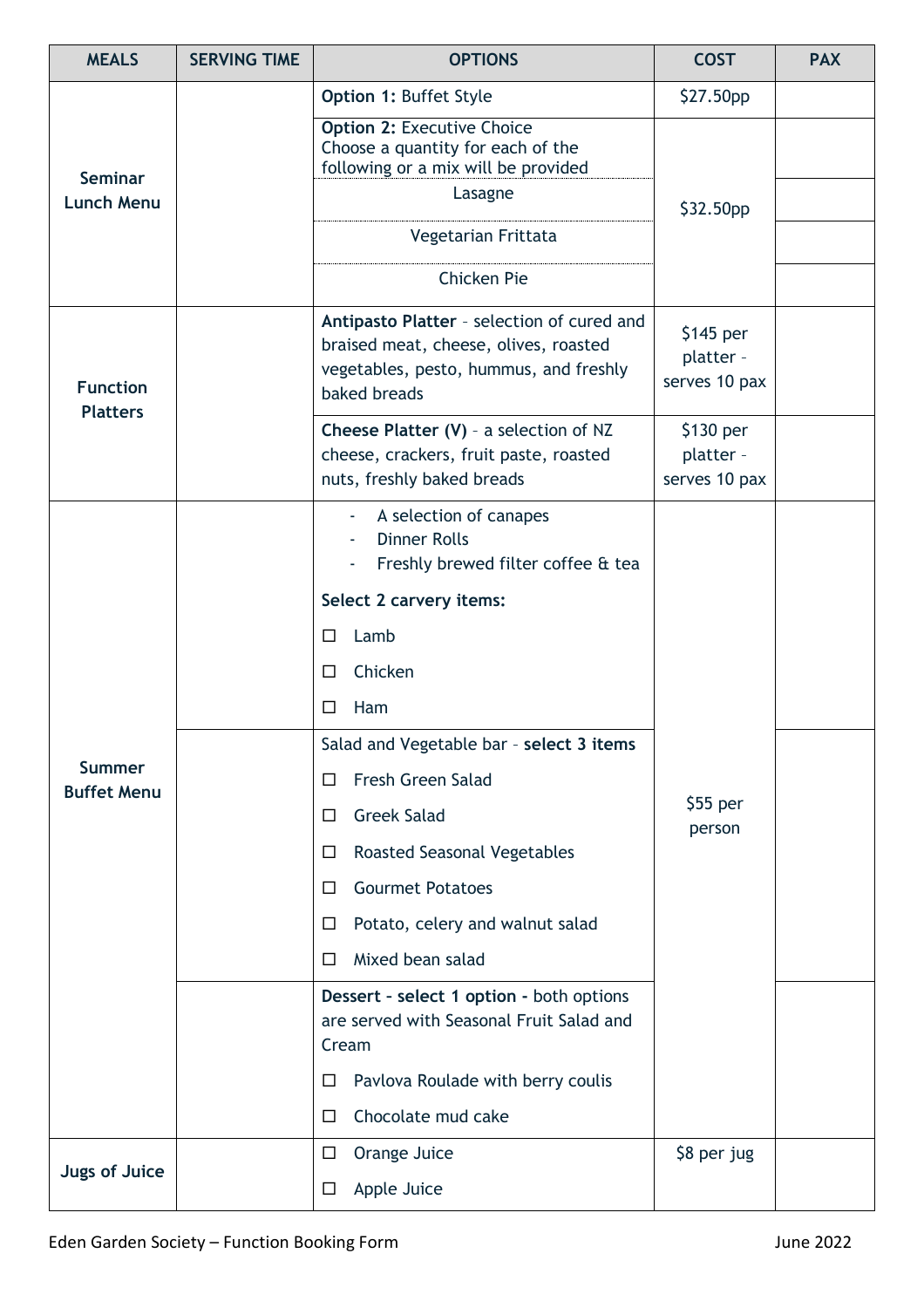| MEALS | SERVING TIME | OPTIONS | COST | PAX |
|---|---|---|---|---|
| Seminar Lunch Menu | | **Option 1:** Buffet Style | $27.50pp | |
| | | **Option 2:** Executive Choice<br>Choose a quantity for each of the following or a mix will be provided | $32.50pp | |
| | | Lasagne | | |
| | | Vegetarian Frittata | | |
| | | Chicken Pie | | |
| Function Platters | | **Antipasto Platter** – selection of cured and braised meat, cheese, olives, roasted vegetables, pesto, hummus, and freshly baked breads | $145 per platter – serves 10 pax | |
| | | **Cheese Platter (V)** – a selection of NZ cheese, crackers, fruit paste, roasted nuts, freshly baked breads | $130 per platter – serves 10 pax | |
| Summer Buffet Menu | | - A selection of canapes<br>- Dinner Rolls<br>- Freshly brewed filter coffee & tea<br>**Select 2 carvery items:**<br>☐ Lamb<br>☐ Chicken<br>☐ Ham | $55 per person | |
| | | Salad and Vegetable bar – **select 3 items**<br>☐ Fresh Green Salad<br>☐ Greek Salad<br>☐ Roasted Seasonal Vegetables<br>☐ Gourmet Potatoes<br>☐ Potato, celery and walnut salad<br>☐ Mixed bean salad | | |
| | | **Dessert - select 1 option -** both options are served with Seasonal Fruit Salad and Cream<br>☐ Pavlova Roulade with berry coulis<br>☐ Chocolate mud cake | | |
| Jugs of Juice | | ☐ Orange Juice<br>☐ Apple Juice | $8 per jug | |

Eden Garden Society – Function Booking Form June 2022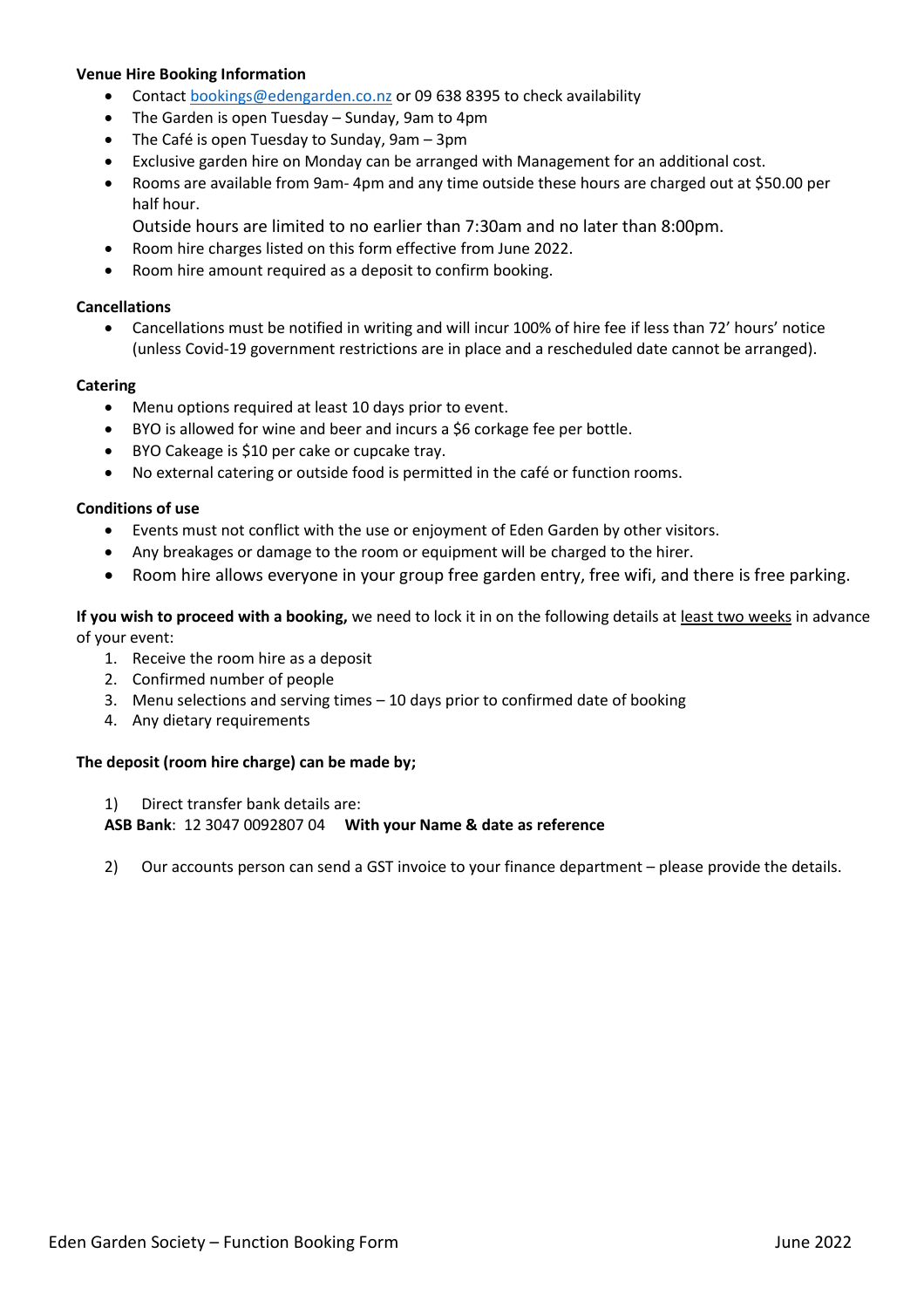**Venue Hire Booking Information**

- Contact bookings@edengarden.co.nz or 09 638 8395 to check availability
- The Garden is open Tuesday – Sunday, 9am to 4pm
- The Café is open Tuesday to Sunday, 9am – 3pm
- Exclusive garden hire on Monday can be arranged with Management for an additional cost.
- Rooms are available from 9am- 4pm and any time outside these hours are charged out at $50.00 per half hour.
  Outside hours are limited to no earlier than 7:30am and no later than 8:00pm.
- Room hire charges listed on this form effective from June 2022.
- Room hire amount required as a deposit to confirm booking.

**Cancellations**

- Cancellations must be notified in writing and will incur 100% of hire fee if less than 72' hours' notice (unless Covid-19 government restrictions are in place and a rescheduled date cannot be arranged).

**Catering**

- Menu options required at least 10 days prior to event.
- BYO is allowed for wine and beer and incurs a $6 corkage fee per bottle.
- BYO Cakeage is $10 per cake or cupcake tray.
- No external catering or outside food is permitted in the café or function rooms.

**Conditions of use**

- Events must not conflict with the use or enjoyment of Eden Garden by other visitors.
- Any breakages or damage to the room or equipment will be charged to the hirer.
- Room hire allows everyone in your group free garden entry, free wifi, and there is free parking.

**If you wish to proceed with a booking,** we need to lock it in on the following details at least two weeks in advance of your event:

1. Receive the room hire as a deposit
2. Confirmed number of people
3. Menu selections and serving times – 10 days prior to confirmed date of booking
4. Any dietary requirements

**The deposit (room hire charge) can be made by;**

1) Direct transfer bank details are:
**ASB Bank**: 12 3047 0092807 04 **With your Name & date as reference**

2) Our accounts person can send a GST invoice to your finance department – please provide the details.